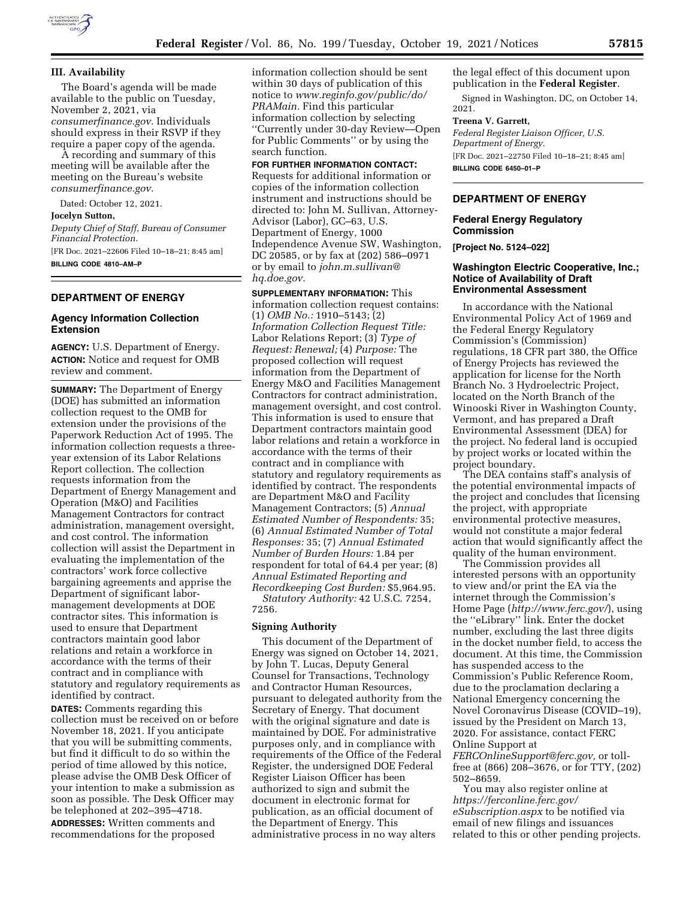## III. Availability

The Board's agenda will be made available to the public on Tuesday, November 2, 2021, via *consumerfinance.gov.* Individuals should express in their RSVP if they require a paper copy of the agenda.

A recording and summary of this meeting will be available after the meeting on the Bureau's website *consumerfinance.gov.*

Dated: October 12, 2021.

**Jocelyn Sutton,**

*Deputy Chief of Staff, Bureau of Consumer Financial Protection.*

[FR Doc. 2021–22606 Filed 10–18–21; 8:45 am]

**BILLING CODE 4810–AM–P**

## DEPARTMENT OF ENERGY

### Agency Information Collection Extension

**AGENCY:** U.S. Department of Energy.

**ACTION:** Notice and request for OMB review and comment.

**SUMMARY:** The Department of Energy (DOE) has submitted an information collection request to the OMB for extension under the provisions of the Paperwork Reduction Act of 1995. The information collection requests a three-year extension of its Labor Relations Report collection. The collection requests information from the Department of Energy Management and Operation (M&O) and Facilities Management Contractors for contract administration, management oversight, and cost control. The information collection will assist the Department in evaluating the implementation of the contractors' work force collective bargaining agreements and apprise the Department of significant labor-management developments at DOE contractor sites. This information is used to ensure that Department contractors maintain good labor relations and retain a workforce in accordance with the terms of their contract and in compliance with statutory and regulatory requirements as identified by contract.

**DATES:** Comments regarding this collection must be received on or before November 18, 2021. If you anticipate that you will be submitting comments, but find it difficult to do so within the period of time allowed by this notice, please advise the OMB Desk Officer of your intention to make a submission as soon as possible. The Desk Officer may be telephoned at 202–395–4718.

**ADDRESSES:** Written comments and recommendations for the proposed information collection should be sent within 30 days of publication of this notice to *www.reginfo.gov/public/do/PRAMain.* Find this particular information collection by selecting ''Currently under 30-day Review—Open for Public Comments'' or by using the search function.

**FOR FURTHER INFORMATION CONTACT:** Requests for additional information or copies of the information collection instrument and instructions should be directed to: John M. Sullivan, Attorney-Advisor (Labor), GC–63, U.S. Department of Energy, 1000 Independence Avenue SW, Washington, DC 20585, or by fax at (202) 586–0971 or by email to *john.m.sullivan@hq.doe.gov.*

**SUPPLEMENTARY INFORMATION:** This information collection request contains: (1) *OMB No.:* 1910–5143; (2) *Information Collection Request Title:* Labor Relations Report; (3) *Type of Request: Renewal;* (4) *Purpose:* The proposed collection will request information from the Department of Energy M&O and Facilities Management Contractors for contract administration, management oversight, and cost control. This information is used to ensure that Department contractors maintain good labor relations and retain a workforce in accordance with the terms of their contract and in compliance with statutory and regulatory requirements as identified by contract. The respondents are Department M&O and Facility Management Contractors; (5) *Annual Estimated Number of Respondents:* 35; (6) *Annual Estimated Number of Total Responses:* 35; (7) *Annual Estimated Number of Burden Hours:* 1.84 per respondent for total of 64.4 per year; (8) *Annual Estimated Reporting and Recordkeeping Cost Burden:* $5,964.95.

*Statutory Authority:* 42 U.S.C. 7254, 7256.

### Signing Authority

This document of the Department of Energy was signed on October 14, 2021, by John T. Lucas, Deputy General Counsel for Transactions, Technology and Contractor Human Resources, pursuant to delegated authority from the Secretary of Energy. That document with the original signature and date is maintained by DOE. For administrative purposes only, and in compliance with requirements of the Office of the Federal Register, the undersigned DOE Federal Register Liaison Officer has been authorized to sign and submit the document in electronic format for publication, as an official document of the Department of Energy. This administrative process in no way alters the legal effect of this document upon publication in the **Federal Register**.

Signed in Washington, DC, on October 14, 2021.

**Treena V. Garrett,**

*Federal Register Liaison Officer, U.S. Department of Energy.*

[FR Doc. 2021–22750 Filed 10–18–21; 8:45 am]

**BILLING CODE 6450–01–P**

## DEPARTMENT OF ENERGY

### Federal Energy Regulatory Commission

**[Project No. 5124–022]**

### Washington Electric Cooperative, Inc.; Notice of Availability of Draft Environmental Assessment

In accordance with the National Environmental Policy Act of 1969 and the Federal Energy Regulatory Commission's (Commission) regulations, 18 CFR part 380, the Office of Energy Projects has reviewed the application for license for the North Branch No. 3 Hydroelectric Project, located on the North Branch of the Winooski River in Washington County, Vermont, and has prepared a Draft Environmental Assessment (DEA) for the project. No federal land is occupied by project works or located within the project boundary.

The DEA contains staff's analysis of the potential environmental impacts of the project and concludes that licensing the project, with appropriate environmental protective measures, would not constitute a major federal action that would significantly affect the quality of the human environment.

The Commission provides all interested persons with an opportunity to view and/or print the EA via the internet through the Commission's Home Page (*http://www.ferc.gov/*), using the ''eLibrary'' link. Enter the docket number, excluding the last three digits in the docket number field, to access the document. At this time, the Commission has suspended access to the Commission's Public Reference Room, due to the proclamation declaring a National Emergency concerning the Novel Coronavirus Disease (COVID–19), issued by the President on March 13, 2020. For assistance, contact FERC Online Support at *FERCOnlineSupport@ferc.gov,* or toll-free at (866) 208–3676, or for TTY, (202) 502–8659.

You may also register online at *https://ferconline.ferc.gov/eSubscription.aspx* to be notified via email of new filings and issuances related to this or other pending projects.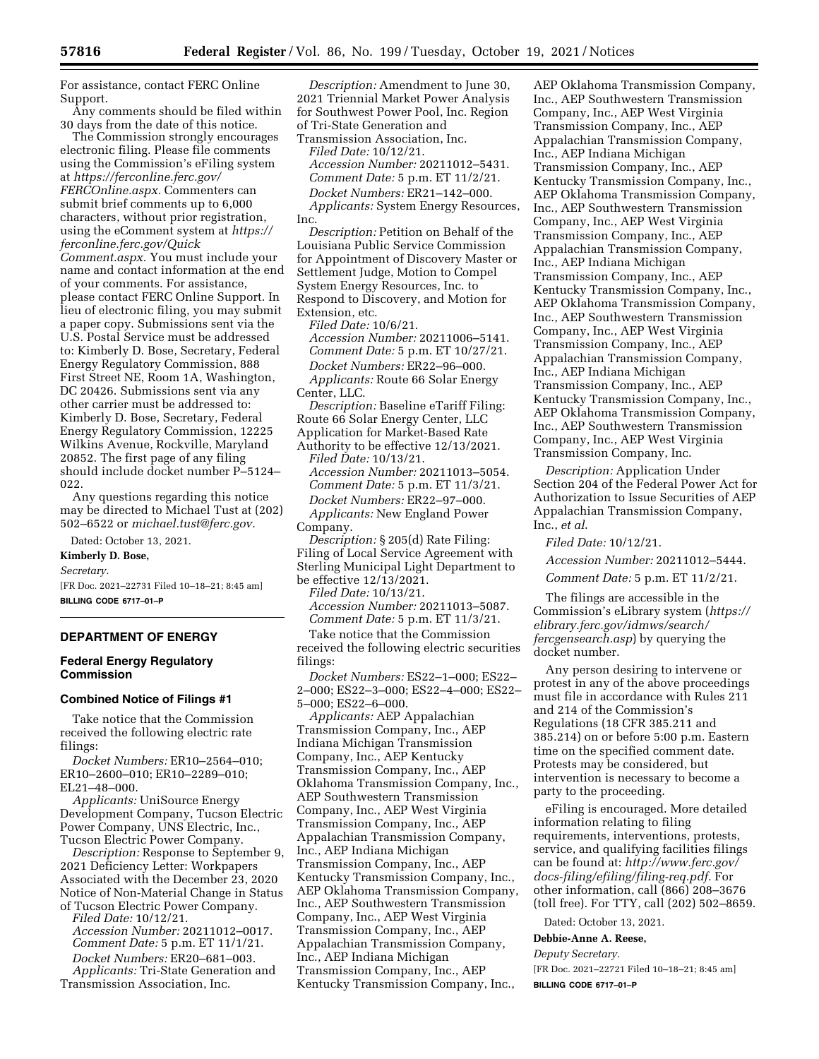For assistance, contact FERC Online Support.

Any comments should be filed within 30 days from the date of this notice.

The Commission strongly encourages electronic filing. Please file comments using the Commission's eFiling system at *https://ferconline.ferc.gov/FERCOnline.aspx.* Commenters can submit brief comments up to 6,000 characters, without prior registration, using the eComment system at *https://ferconline.ferc.gov/QuickComment.aspx.* You must include your name and contact information at the end of your comments. For assistance, please contact FERC Online Support. In lieu of electronic filing, you may submit a paper copy. Submissions sent via the U.S. Postal Service must be addressed to: Kimberly D. Bose, Secretary, Federal Energy Regulatory Commission, 888 First Street NE, Room 1A, Washington, DC 20426. Submissions sent via any other carrier must be addressed to: Kimberly D. Bose, Secretary, Federal Energy Regulatory Commission, 12225 Wilkins Avenue, Rockville, Maryland 20852. The first page of any filing should include docket number P–5124–022.

Any questions regarding this notice may be directed to Michael Tust at (202) 502–6522 or *michael.tust@ferc.gov.*

Dated: October 13, 2021.

**Kimberly D. Bose,**

*Secretary.*

[FR Doc. 2021–22731 Filed 10–18–21; 8:45 am]

**BILLING CODE 6717–01–P**

---

## DEPARTMENT OF ENERGY

### Federal Energy Regulatory Commission

### Combined Notice of Filings #1

Take notice that the Commission received the following electric rate filings:

*Docket Numbers:* ER10–2564–010; ER10–2600–010; ER10–2289–010; EL21–48–000.

*Applicants:* UniSource Energy Development Company, Tucson Electric Power Company, UNS Electric, Inc., Tucson Electric Power Company.

*Description:* Response to September 9, 2021 Deficiency Letter: Workpapers Associated with the December 23, 2020 Notice of Non-Material Change in Status of Tucson Electric Power Company.

*Filed Date:* 10/12/21.

*Accession Number:* 20211012–0017.

*Comment Date:* 5 p.m. ET 11/1/21.

*Docket Numbers:* ER20–681–003.

*Applicants:* Tri-State Generation and Transmission Association, Inc.

*Description:* Amendment to June 30, 2021 Triennial Market Power Analysis for Southwest Power Pool, Inc. Region of Tri-State Generation and Transmission Association, Inc.

*Filed Date:* 10/12/21.

*Accession Number:* 20211012–5431.

*Comment Date:* 5 p.m. ET 11/2/21.

*Docket Numbers:* ER21–142–000.

*Applicants:* System Energy Resources, Inc.

*Description:* Petition on Behalf of the Louisiana Public Service Commission for Appointment of Discovery Master or Settlement Judge, Motion to Compel System Energy Resources, Inc. to Respond to Discovery, and Motion for Extension, etc.

*Filed Date:* 10/6/21.

*Accession Number:* 20211006–5141.

*Comment Date:* 5 p.m. ET 10/27/21.

*Docket Numbers:* ER22–96–000.

*Applicants:* Route 66 Solar Energy Center, LLC.

*Description:* Baseline eTariff Filing: Route 66 Solar Energy Center, LLC Application for Market-Based Rate Authority to be effective 12/13/2021.

*Filed Date:* 10/13/21.

*Accession Number:* 20211013–5054.

*Comment Date:* 5 p.m. ET 11/3/21.

*Docket Numbers:* ER22–97–000.

*Applicants:* New England Power Company.

*Description:* § 205(d) Rate Filing: Filing of Local Service Agreement with Sterling Municipal Light Department to be effective 12/13/2021.

*Filed Date:* 10/13/21.

*Accession Number:* 20211013–5087.

*Comment Date:* 5 p.m. ET 11/3/21.

Take notice that the Commission received the following electric securities filings:

*Docket Numbers:* ES22–1–000; ES22–2–000; ES22–3–000; ES22–4–000; ES22–5–000; ES22–6–000.

*Applicants:* AEP Appalachian Transmission Company, Inc., AEP Indiana Michigan Transmission Company, Inc., AEP Kentucky Transmission Company, Inc., AEP Oklahoma Transmission Company, Inc., AEP Southwestern Transmission Company, Inc., AEP West Virginia Transmission Company, Inc., AEP Appalachian Transmission Company, Inc., AEP Indiana Michigan Transmission Company, Inc., AEP Kentucky Transmission Company, Inc., AEP Oklahoma Transmission Company, Inc., AEP Southwestern Transmission Company, Inc., AEP West Virginia Transmission Company, Inc., AEP Appalachian Transmission Company, Inc., AEP Indiana Michigan Transmission Company, Inc., AEP Kentucky Transmission Company, Inc., AEP Oklahoma Transmission Company, Inc., AEP Southwestern Transmission Company, Inc., AEP West Virginia Transmission Company, Inc., AEP Appalachian Transmission Company, Inc., AEP Indiana Michigan Transmission Company, Inc., AEP Kentucky Transmission Company, Inc., AEP Oklahoma Transmission Company, Inc., AEP Southwestern Transmission Company, Inc., AEP West Virginia Transmission Company, Inc., AEP Appalachian Transmission Company, Inc., AEP Indiana Michigan Transmission Company, Inc., AEP Kentucky Transmission Company, Inc., AEP Oklahoma Transmission Company, Inc., AEP Southwestern Transmission Company, Inc., AEP West Virginia Transmission Company, Inc., AEP Appalachian Transmission Company, Inc., AEP Indiana Michigan Transmission Company, Inc., AEP Kentucky Transmission Company, Inc., AEP Oklahoma Transmission Company, Inc., AEP Southwestern Transmission Company, Inc., AEP West Virginia Transmission Company, Inc.

*Description:* Application Under Section 204 of the Federal Power Act for Authorization to Issue Securities of AEP Appalachian Transmission Company, Inc., *et al.*

*Filed Date:* 10/12/21.

*Accession Number:* 20211012–5444.

*Comment Date:* 5 p.m. ET 11/2/21.

The filings are accessible in the Commission's eLibrary system (*https://elibrary.ferc.gov/idmws/search/fercgensearch.asp*) by querying the docket number.

Any person desiring to intervene or protest in any of the above proceedings must file in accordance with Rules 211 and 214 of the Commission's Regulations (18 CFR 385.211 and 385.214) on or before 5:00 p.m. Eastern time on the specified comment date. Protests may be considered, but intervention is necessary to become a party to the proceeding.

eFiling is encouraged. More detailed information relating to filing requirements, interventions, protests, service, and qualifying facilities filings can be found at: *http://www.ferc.gov/docs-filing/efiling/filing-req.pdf.* For other information, call (866) 208–3676 (toll free). For TTY, call (202) 502–8659.

Dated: October 13, 2021.

**Debbie-Anne A. Reese,**

*Deputy Secretary.*

[FR Doc. 2021–22721 Filed 10–18–21; 8:45 am]

**BILLING CODE 6717–01–P**